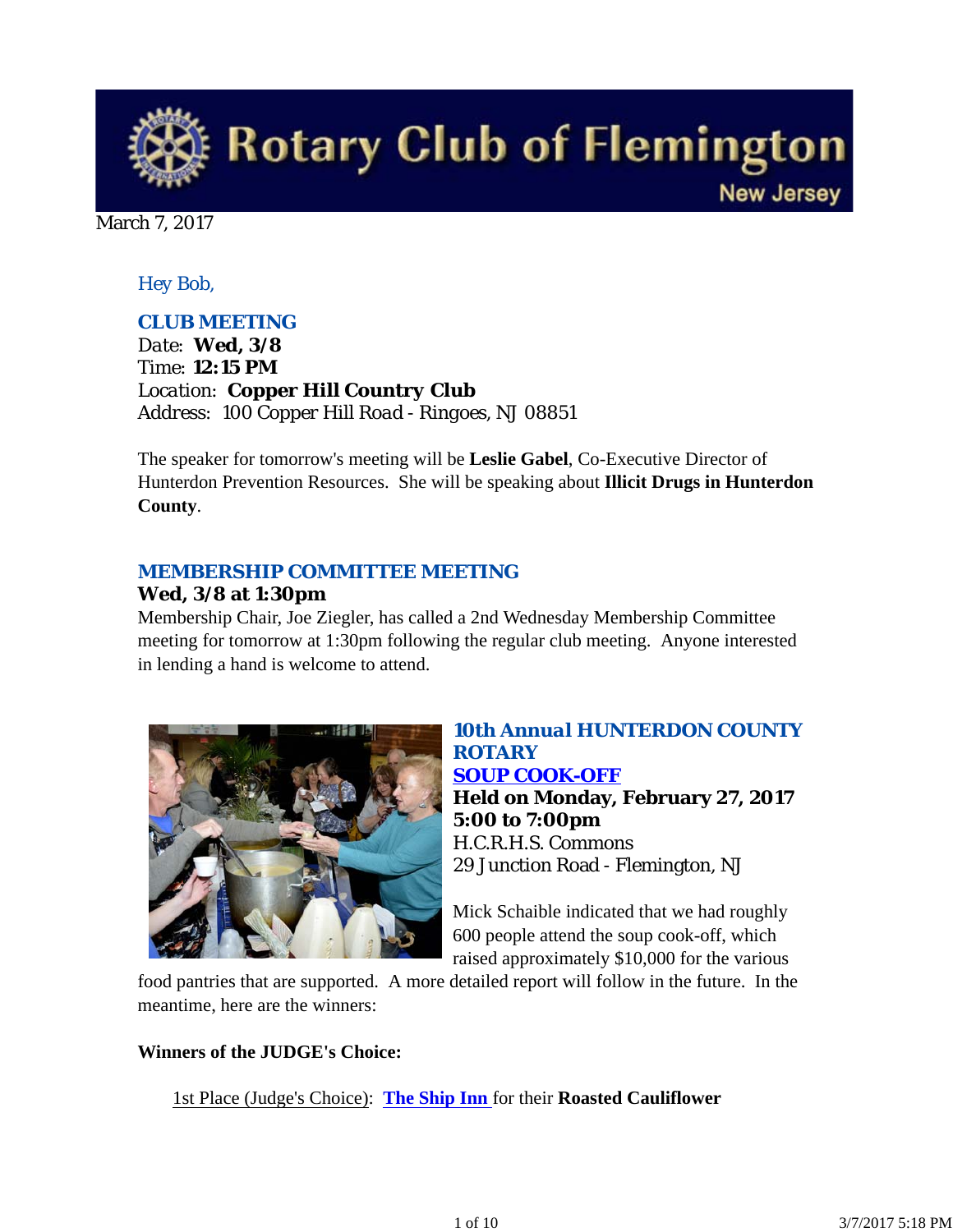# Rotary Club of Flemington

New Jersey

March 7, 2017

*Hey Bob,*

### CLUB MEETING

*Date:* **Wed, 3/8**
*Time:* **12:15 PM**
*Location:* **Copper Hill Country Club**
*Address:* 100 Copper Hill Road - Ringoes, NJ 08851

The speaker for tomorrow's meeting will be **Leslie Gabel**, Co-Executive Director of Hunterdon Prevention Resources. She will be speaking about **Illicit Drugs in Hunterdon County**.

### MEMBERSHIP COMMITTEE MEETING

**Wed, 3/8 at 1:30pm**

Membership Chair, Joe Ziegler, has called a 2nd Wednesday Membership Committee meeting for tomorrow at 1:30pm following the regular club meeting. Anyone interested in lending a hand is welcome to attend.

### 10th Annual HUNTERDON COUNTY ROTARY SOUP COOK-OFF

**Held on Monday, February 27, 2017**
**5:00 to 7:00pm**
H.C.R.H.S. Commons
29 Junction Road - Flemington, NJ

Mick Schaible indicated that we had roughly 600 people attend the soup cook-off, which raised approximately $10,000 for the various food pantries that are supported. A more detailed report will follow in the future. In the meantime, here are the winners:

**Winners of the JUDGE's Choice:**

1st Place (Judge's Choice): **The Ship Inn** for their **Roasted Cauliflower**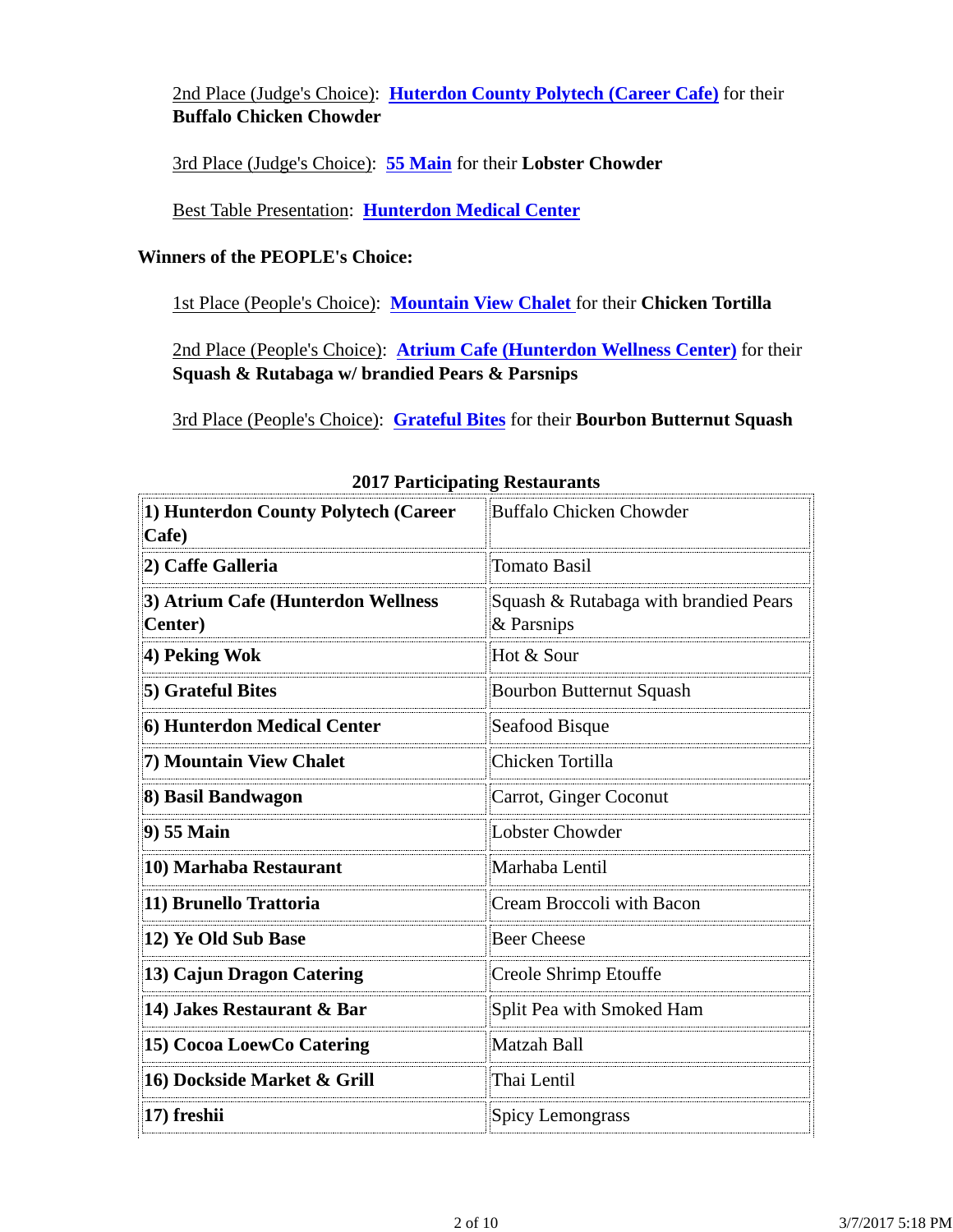2nd Place (Judge's Choice): **Huterdon County Polytech (Career Cafe)** for their **Buffalo Chicken Chowder**

3rd Place (Judge's Choice): **55 Main** for their **Lobster Chowder**

Best Table Presentation: **Hunterdon Medical Center**

**Winners of the PEOPLE's Choice:**

1st Place (People's Choice): **Mountain View Chalet** for their **Chicken Tortilla**

2nd Place (People's Choice): **Atrium Cafe (Hunterdon Wellness Center)** for their **Squash & Rutabaga w/ brandied Pears & Parsnips**

3rd Place (People's Choice): **Grateful Bites** for their **Bourbon Butternut Squash**

**2017 Participating Restaurants**

| | |
|---|---|
| **1) Hunterdon County Polytech (Career Cafe)** | Buffalo Chicken Chowder |
| **2) Caffe Galleria** | Tomato Basil |
| **3) Atrium Cafe (Hunterdon Wellness Center)** | Squash & Rutabaga with brandied Pears & Parsnips |
| **4) Peking Wok** | Hot & Sour |
| **5) Grateful Bites** | Bourbon Butternut Squash |
| **6) Hunterdon Medical Center** | Seafood Bisque |
| **7) Mountain View Chalet** | Chicken Tortilla |
| **8) Basil Bandwagon** | Carrot, Ginger Coconut |
| **9) 55 Main** | Lobster Chowder |
| **10) Marhaba Restaurant** | Marhaba Lentil |
| **11) Brunello Trattoria** | Cream Broccoli with Bacon |
| **12) Ye Old Sub Base** | Beer Cheese |
| **13) Cajun Dragon Catering** | Creole Shrimp Etouffe |
| **14) Jakes Restaurant & Bar** | Split Pea with Smoked Ham |
| **15) Cocoa LoewCo Catering** | Matzah Ball |
| **16) Dockside Market & Grill** | Thai Lentil |
| **17) freshii** | Spicy Lemongrass |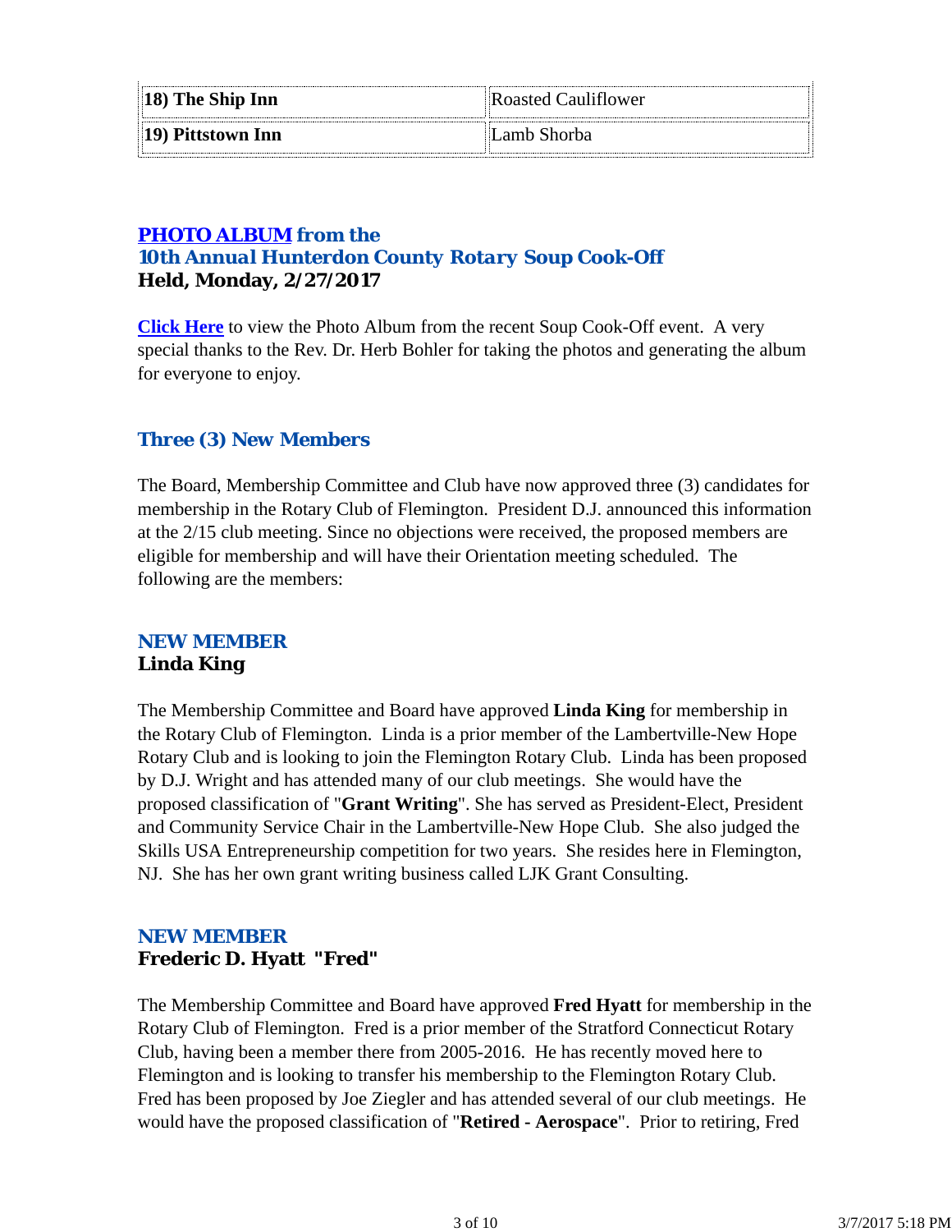| | |
|---|---|
| **18) The Ship Inn** | Roasted Cauliflower |
| **19) Pittstown Inn** | Lamb Shorba |

## PHOTO ALBUM from the 10th Annual Hunterdon County Rotary Soup Cook-Off

**Held, Monday, 2/27/2017**

**Click Here** to view the Photo Album from the recent Soup Cook-Off event. A very special thanks to the Rev. Dr. Herb Bohler for taking the photos and generating the album for everyone to enjoy.

## Three (3) New Members

The Board, Membership Committee and Club have now approved three (3) candidates for membership in the Rotary Club of Flemington. President D.J. announced this information at the 2/15 club meeting. Since no objections were received, the proposed members are eligible for membership and will have their Orientation meeting scheduled. The following are the members:

### NEW MEMBER
**Linda King**

The Membership Committee and Board have approved **Linda King** for membership in the Rotary Club of Flemington. Linda is a prior member of the Lambertville-New Hope Rotary Club and is looking to join the Flemington Rotary Club. Linda has been proposed by D.J. Wright and has attended many of our club meetings. She would have the proposed classification of "**Grant Writing**". She has served as President-Elect, President and Community Service Chair in the Lambertville-New Hope Club. She also judged the Skills USA Entrepreneurship competition for two years. She resides here in Flemington, NJ. She has her own grant writing business called LJK Grant Consulting.

### NEW MEMBER
**Frederic D. Hyatt "Fred"**

The Membership Committee and Board have approved **Fred Hyatt** for membership in the Rotary Club of Flemington. Fred is a prior member of the Stratford Connecticut Rotary Club, having been a member there from 2005-2016. He has recently moved here to Flemington and is looking to transfer his membership to the Flemington Rotary Club. Fred has been proposed by Joe Ziegler and has attended several of our club meetings. He would have the proposed classification of "**Retired - Aerospace**". Prior to retiring, Fred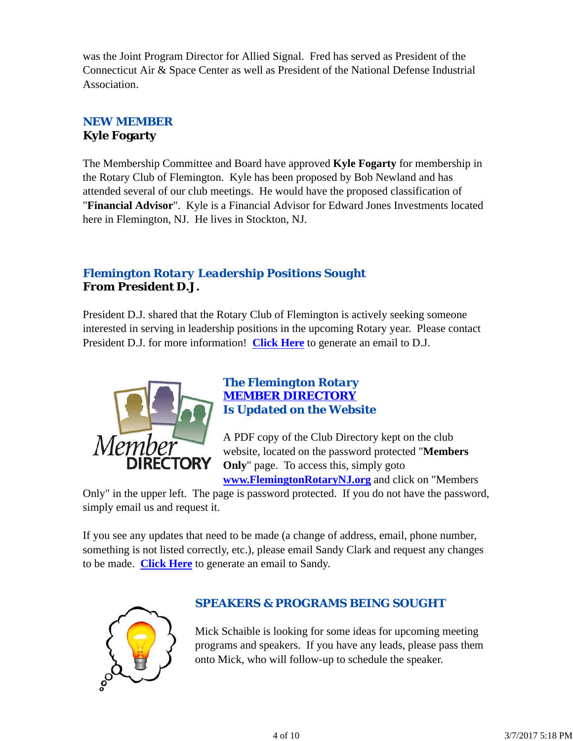was the Joint Program Director for Allied Signal. Fred has served as President of the Connecticut Air & Space Center as well as President of the National Defense Industrial Association.

## NEW MEMBER
**Kyle Fogarty**

The Membership Committee and Board have approved **Kyle Fogarty** for membership in the Rotary Club of Flemington. Kyle has been proposed by Bob Newland and has attended several of our club meetings. He would have the proposed classification of "**Financial Advisor**". Kyle is a Financial Advisor for Edward Jones Investments located here in Flemington, NJ. He lives in Stockton, NJ.

## *Flemington Rotary Leadership Positions Sought*
**From President D.J.**

President D.J. shared that the Rotary Club of Flemington is actively seeking someone interested in serving in leadership positions in the upcoming Rotary year. Please contact President D.J. for more information! **Click Here** to generate an email to D.J.

## *The Flemington Rotary MEMBER DIRECTORY Is Updated on the Website*

A PDF copy of the Club Directory kept on the club website, located on the password protected "**Members Only**" page. To access this, simply goto **www.FlemingtonRotaryNJ.org** and click on "Members Only" in the upper left. The page is password protected. If you do not have the password, simply email us and request it.

If you see any updates that need to be made (a change of address, email, phone number, something is not listed correctly, etc.), please email Sandy Clark and request any changes to be made. **Click Here** to generate an email to Sandy.

## SPEAKERS & PROGRAMS BEING SOUGHT

Mick Schaible is looking for some ideas for upcoming meeting programs and speakers. If you have any leads, please pass them onto Mick, who will follow-up to schedule the speaker.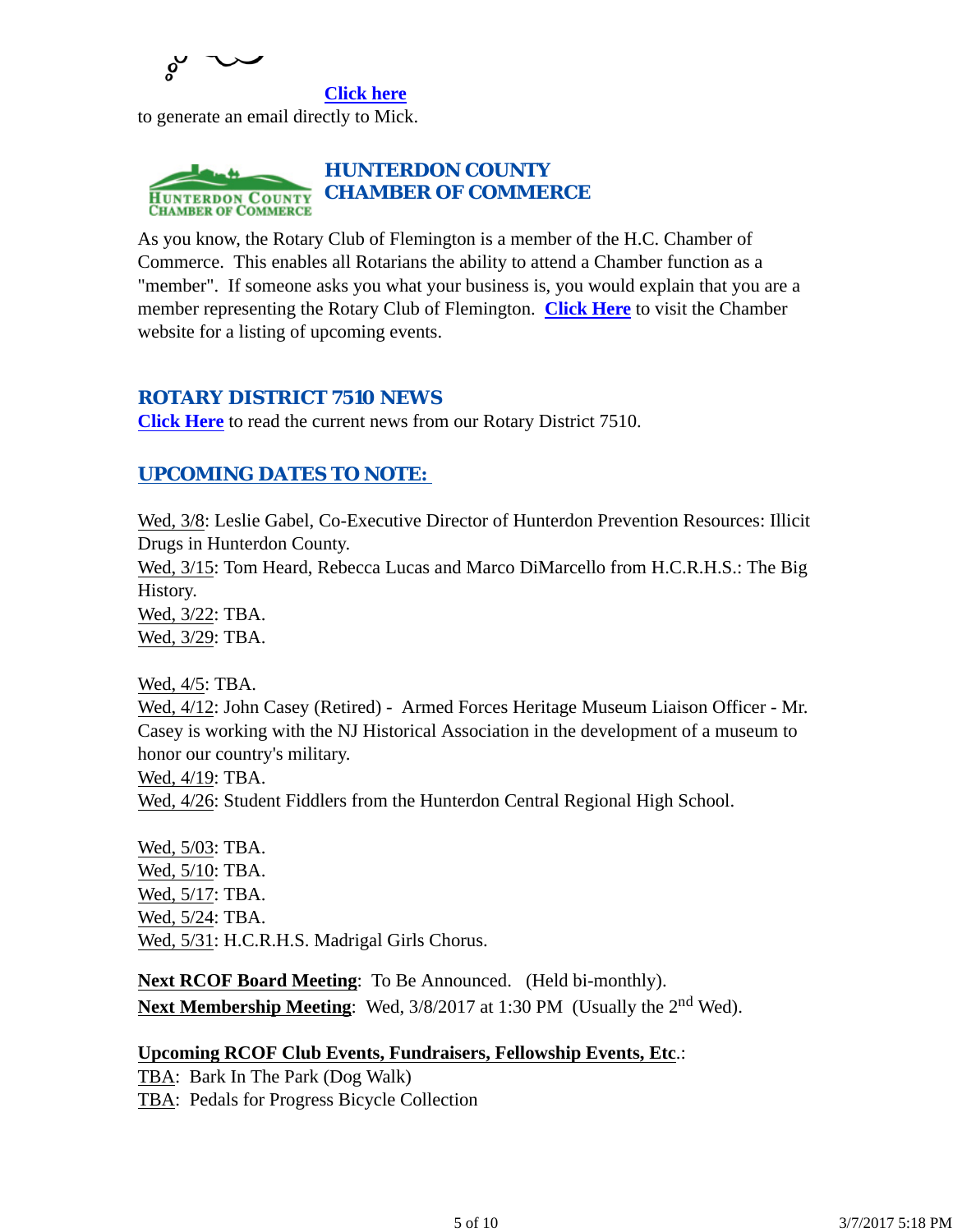Click here

to generate an email directly to Mick.

## HUNTERDON COUNTY CHAMBER OF COMMERCE

As you know, the Rotary Club of Flemington is a member of the H.C. Chamber of Commerce. This enables all Rotarians the ability to attend a Chamber function as a "member". If someone asks you what your business is, you would explain that you are a member representing the Rotary Club of Flemington. **Click Here** to visit the Chamber website for a listing of upcoming events.

## ROTARY DISTRICT 7510 NEWS

**Click Here** to read the current news from our Rotary District 7510.

## UPCOMING DATES TO NOTE:

Wed, 3/8: Leslie Gabel, Co-Executive Director of Hunterdon Prevention Resources: Illicit Drugs in Hunterdon County.
Wed, 3/15: Tom Heard, Rebecca Lucas and Marco DiMarcello from H.C.R.H.S.: The Big History.
Wed, 3/22: TBA.
Wed, 3/29: TBA.

Wed, 4/5: TBA.
Wed, 4/12: John Casey (Retired) - Armed Forces Heritage Museum Liaison Officer - Mr. Casey is working with the NJ Historical Association in the development of a museum to honor our country's military.
Wed, 4/19: TBA.
Wed, 4/26: Student Fiddlers from the Hunterdon Central Regional High School.

Wed, 5/03: TBA.
Wed, 5/10: TBA.
Wed, 5/17: TBA.
Wed, 5/24: TBA.
Wed, 5/31: H.C.R.H.S. Madrigal Girls Chorus.

**Next RCOF Board Meeting**: To Be Announced. (Held bi-monthly).
**Next Membership Meeting**: Wed, 3/8/2017 at 1:30 PM (Usually the 2nd Wed).

**Upcoming RCOF Club Events, Fundraisers, Fellowship Events, Etc**.:
TBA: Bark In The Park (Dog Walk)
TBA: Pedals for Progress Bicycle Collection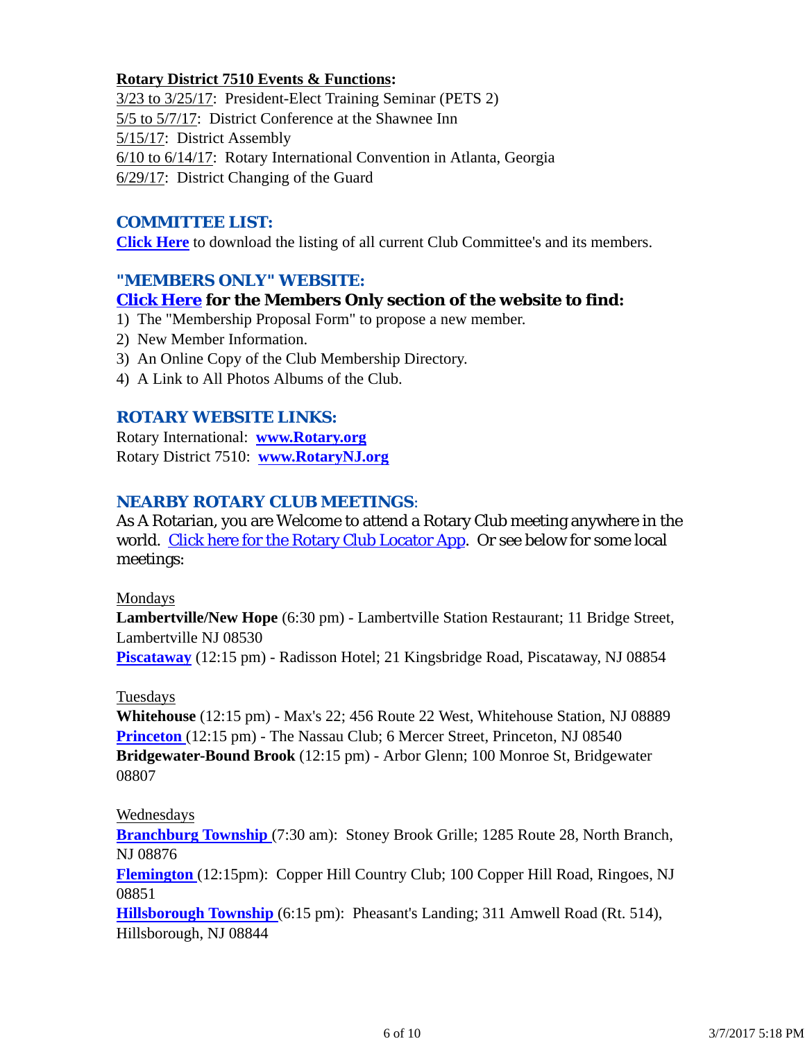**Rotary District 7510 Events & Functions:**

3/23 to 3/25/17: President-Elect Training Seminar (PETS 2)
5/5 to 5/7/17: District Conference at the Shawnee Inn
5/15/17: District Assembly
6/10 to 6/14/17: Rotary International Convention in Atlanta, Georgia
6/29/17: District Changing of the Guard

## COMMITTEE LIST:

**Click Here** to download the listing of all current Club Committee's and its members.

## "MEMBERS ONLY" WEBSITE:

**Click Here for the Members Only section of the website to find:**

1) The "Membership Proposal Form" to propose a new member.
2) New Member Information.
3) An Online Copy of the Club Membership Directory.
4) A Link to All Photos Albums of the Club.

## ROTARY WEBSITE LINKS:

Rotary International: **www.Rotary.org**
Rotary District 7510: **www.RotaryNJ.org**

## NEARBY ROTARY CLUB MEETINGS:

As A Rotarian, you are Welcome to attend a Rotary Club meeting anywhere in the world. Click here for the Rotary Club Locator App. Or see below for some local meetings:

Mondays

**Lambertville/New Hope** (6:30 pm) - Lambertville Station Restaurant; 11 Bridge Street, Lambertville NJ 08530
**Piscataway** (12:15 pm) - Radisson Hotel; 21 Kingsbridge Road, Piscataway, NJ 08854

Tuesdays

**Whitehouse** (12:15 pm) - Max's 22; 456 Route 22 West, Whitehouse Station, NJ 08889
**Princeton** (12:15 pm) - The Nassau Club; 6 Mercer Street, Princeton, NJ 08540
**Bridgewater-Bound Brook** (12:15 pm) - Arbor Glenn; 100 Monroe St, Bridgewater 08807

Wednesdays

**Branchburg Township** (7:30 am): Stoney Brook Grille; 1285 Route 28, North Branch, NJ 08876
**Flemington** (12:15pm): Copper Hill Country Club; 100 Copper Hill Road, Ringoes, NJ 08851
**Hillsborough Township** (6:15 pm): Pheasant's Landing; 311 Amwell Road (Rt. 514), Hillsborough, NJ 08844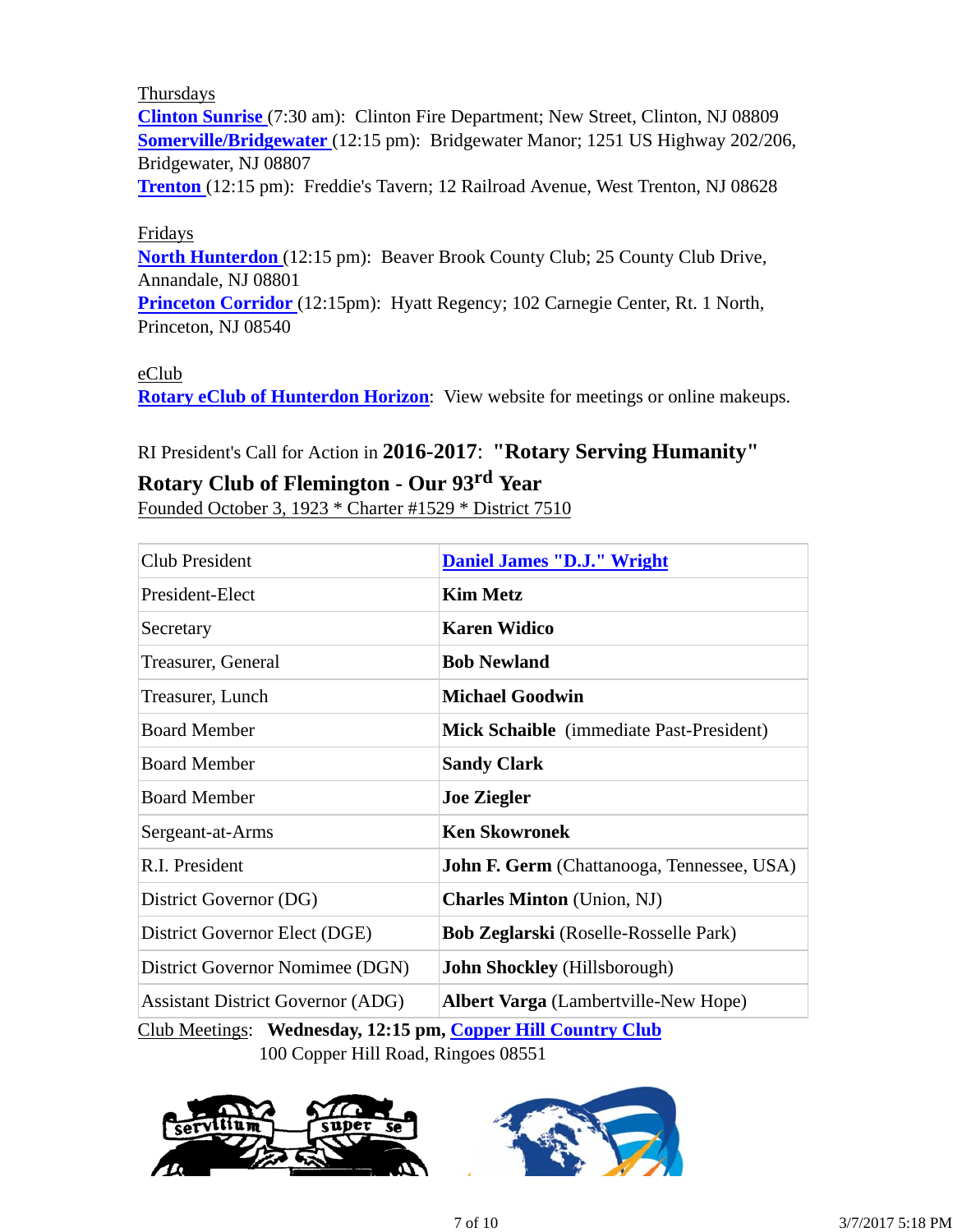Thursdays

**Clinton Sunrise** (7:30 am): Clinton Fire Department; New Street, Clinton, NJ 08809
**Somerville/Bridgewater** (12:15 pm): Bridgewater Manor; 1251 US Highway 202/206, Bridgewater, NJ 08807
**Trenton** (12:15 pm): Freddie's Tavern; 12 Railroad Avenue, West Trenton, NJ 08628

Fridays

**North Hunterdon** (12:15 pm): Beaver Brook County Club; 25 County Club Drive, Annandale, NJ 08801
**Princeton Corridor** (12:15pm): Hyatt Regency; 102 Carnegie Center, Rt. 1 North, Princeton, NJ 08540

eClub

**Rotary eClub of Hunterdon Horizon**: View website for meetings or online makeups.

RI President's Call for Action in **2016-2017**: **"Rotary Serving Humanity"**

**Rotary Club of Flemington - Our 93rd Year**

Founded October 3, 1923 * Charter #1529 * District 7510

| | |
|---|---|
| Club President | **Daniel James "D.J." Wright** |
| President-Elect | **Kim Metz** |
| Secretary | **Karen Widico** |
| Treasurer, General | **Bob Newland** |
| Treasurer, Lunch | **Michael Goodwin** |
| Board Member | **Mick Schaible** (immediate Past-President) |
| Board Member | **Sandy Clark** |
| Board Member | **Joe Ziegler** |
| Sergeant-at-Arms | **Ken Skowronek** |
| R.I. President | **John F. Germ** (Chattanooga, Tennessee, USA) |
| District Governor (DG) | **Charles Minton** (Union, NJ) |
| District Governor Elect (DGE) | **Bob Zeglarski** (Roselle-Rosselle Park) |
| District Governor Nomimee (DGN) | **John Shockley** (Hillsborough) |
| Assistant District Governor (ADG) | **Albert Varga** (Lambertville-New Hope) |

Club Meetings: **Wednesday, 12:15 pm, Copper Hill Country Club**
100 Copper Hill Road, Ringoes 08551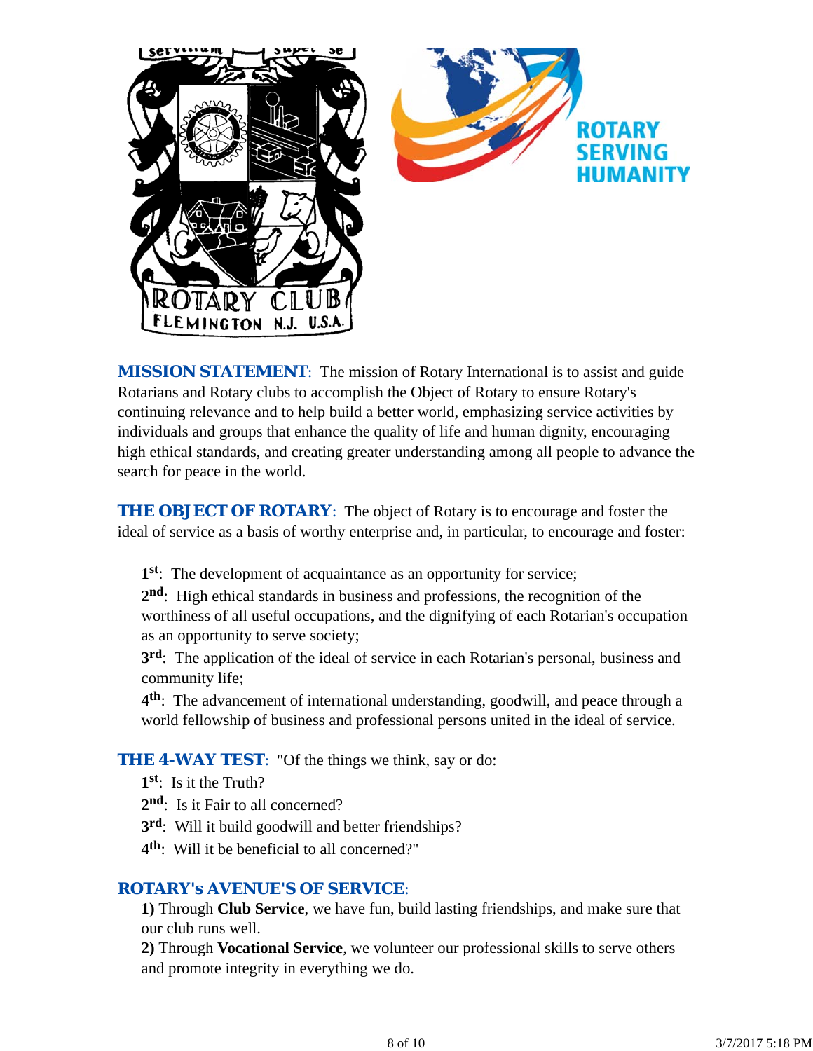**MISSION STATEMENT**: The mission of Rotary International is to assist and guide Rotarians and Rotary clubs to accomplish the Object of Rotary to ensure Rotary's continuing relevance and to help build a better world, emphasizing service activities by individuals and groups that enhance the quality of life and human dignity, encouraging high ethical standards, and creating greater understanding among all people to advance the search for peace in the world.

**THE OBJECT OF ROTARY**: The object of Rotary is to encourage and foster the ideal of service as a basis of worthy enterprise and, in particular, to encourage and foster:

**1st**: The development of acquaintance as an opportunity for service;

**2nd**: High ethical standards in business and professions, the recognition of the worthiness of all useful occupations, and the dignifying of each Rotarian's occupation as an opportunity to serve society;

**3rd**: The application of the ideal of service in each Rotarian's personal, business and community life;

**4th**: The advancement of international understanding, goodwill, and peace through a world fellowship of business and professional persons united in the ideal of service.

**THE 4-WAY TEST**: "Of the things we think, say or do:

**1st**: Is it the Truth?

**2nd**: Is it Fair to all concerned?

**3rd**: Will it build goodwill and better friendships?

**4th**: Will it be beneficial to all concerned?"

**ROTARY's AVENUE'S OF SERVICE**:

**1)** Through **Club Service**, we have fun, build lasting friendships, and make sure that our club runs well.

**2)** Through **Vocational Service**, we volunteer our professional skills to serve others and promote integrity in everything we do.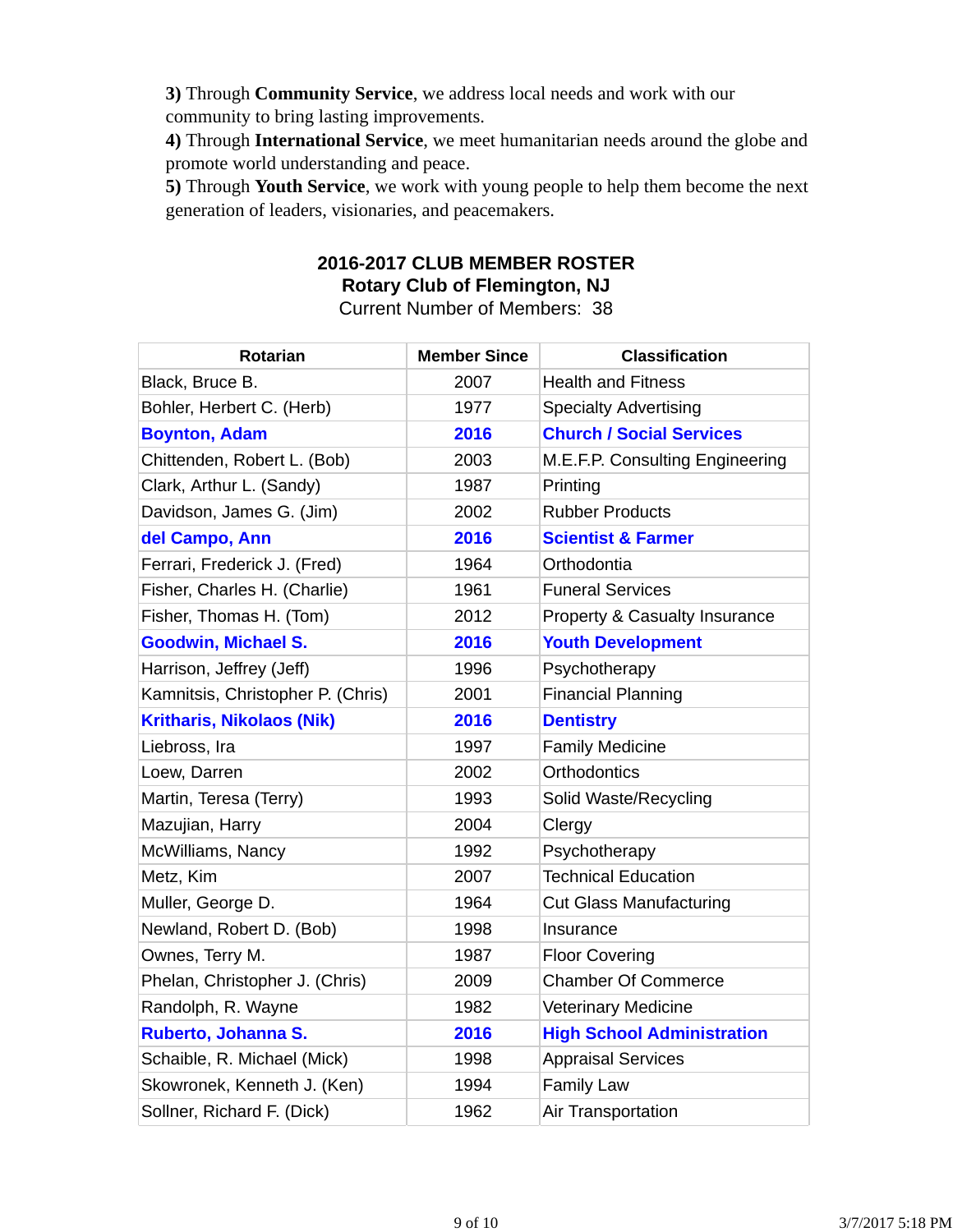**3)** Through **Community Service**, we address local needs and work with our community to bring lasting improvements.
**4)** Through **International Service**, we meet humanitarian needs around the globe and promote world understanding and peace.
**5)** Through **Youth Service**, we work with young people to help them become the next generation of leaders, visionaries, and peacemakers.

**2016-2017 CLUB MEMBER ROSTER**
**Rotary Club of Flemington, NJ**
Current Number of Members: 38

| Rotarian | Member Since | Classification |
|---|---|---|
| Black, Bruce B. | 2007 | Health and Fitness |
| Bohler, Herbert C. (Herb) | 1977 | Specialty Advertising |
| **Boynton, Adam** | **2016** | **Church / Social Services** |
| Chittenden, Robert L. (Bob) | 2003 | M.E.F.P. Consulting Engineering |
| Clark, Arthur L. (Sandy) | 1987 | Printing |
| Davidson, James G. (Jim) | 2002 | Rubber Products |
| **del Campo, Ann** | **2016** | **Scientist & Farmer** |
| Ferrari, Frederick J. (Fred) | 1964 | Orthodontia |
| Fisher, Charles H. (Charlie) | 1961 | Funeral Services |
| Fisher, Thomas H. (Tom) | 2012 | Property & Casualty Insurance |
| **Goodwin, Michael S.** | **2016** | **Youth Development** |
| Harrison, Jeffrey (Jeff) | 1996 | Psychotherapy |
| Kamnitsis, Christopher P. (Chris) | 2001 | Financial Planning |
| **Kritharis, Nikolaos (Nik)** | **2016** | **Dentistry** |
| Liebross, Ira | 1997 | Family Medicine |
| Loew, Darren | 2002 | Orthodontics |
| Martin, Teresa (Terry) | 1993 | Solid Waste/Recycling |
| Mazujian, Harry | 2004 | Clergy |
| McWilliams, Nancy | 1992 | Psychotherapy |
| Metz, Kim | 2007 | Technical Education |
| Muller, George D. | 1964 | Cut Glass Manufacturing |
| Newland, Robert D. (Bob) | 1998 | Insurance |
| Ownes, Terry M. | 1987 | Floor Covering |
| Phelan, Christopher J. (Chris) | 2009 | Chamber Of Commerce |
| Randolph, R. Wayne | 1982 | Veterinary Medicine |
| **Ruberto, Johanna S.** | **2016** | **High School Administration** |
| Schaible, R. Michael (Mick) | 1998 | Appraisal Services |
| Skowronek, Kenneth J. (Ken) | 1994 | Family Law |
| Sollner, Richard F. (Dick) | 1962 | Air Transportation |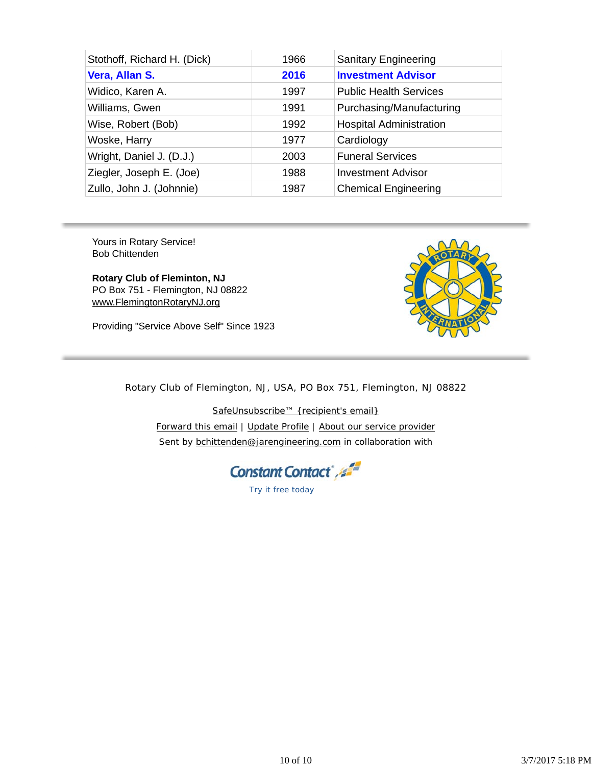| | | |
|---|---|---|
| Stothoff, Richard H. (Dick) | 1966 | Sanitary Engineering |
| **Vera, Allan S.** | **2016** | **Investment Advisor** |
| Widico, Karen A. | 1997 | Public Health Services |
| Williams, Gwen | 1991 | Purchasing/Manufacturing |
| Wise, Robert (Bob) | 1992 | Hospital Administration |
| Woske, Harry | 1977 | Cardiology |
| Wright, Daniel J. (D.J.) | 2003 | Funeral Services |
| Ziegler, Joseph E. (Joe) | 1988 | Investment Advisor |
| Zullo, John J. (Johnnie) | 1987 | Chemical Engineering |

Yours in Rotary Service!
Bob Chittenden

**Rotary Club of Fleminton, NJ**
PO Box 751 - Flemington, NJ 08822
www.FlemingtonRotaryNJ.org

Providing "Service Above Self" Since 1923

Rotary Club of Flemington, NJ, USA, PO Box 751, Flemington, NJ 08822

SafeUnsubscribe™ {recipient's email}

Forward this email | Update Profile | About our service provider

Sent by bchittenden@jarengineering.com in collaboration with

Constant Contact

Try it free today